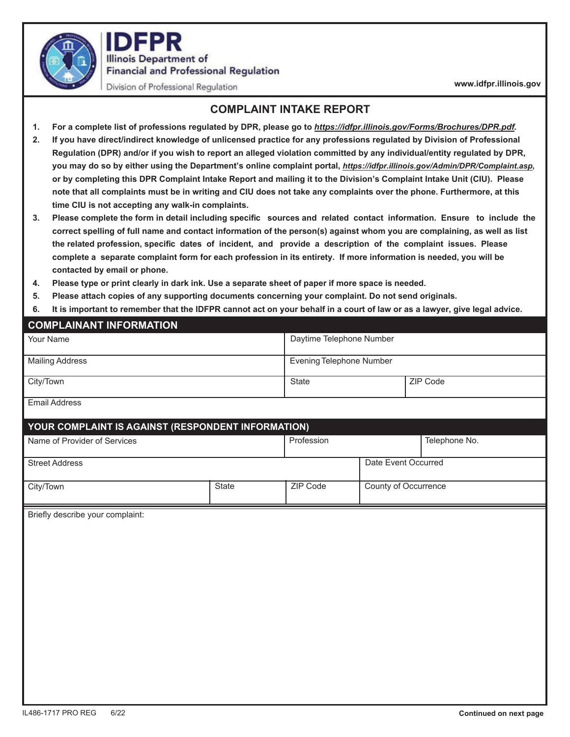**IDFPR**
**Illinois Department of Financial and Professional Regulation**
Division of Professional Regulation

**www.idfpr.illinois.gov**

## COMPLAINT INTAKE REPORT

1. **For a complete list of professions regulated by DPR, please go to *https://idfpr.illinois.gov/Forms/Brochures/DPR.pdf*.**
2. **If you have direct/indirect knowledge of unlicensed practice for any professions regulated by Division of Professional Regulation (DPR) and/or if you wish to report an alleged violation committed by any individual/entity regulated by DPR, you may do so by either using the Department's online complaint portal, *https://idfpr.illinois.gov/Admin/DPR/Complaint.asp*, or by completing this DPR Complaint Intake Report and mailing it to the Division's Complaint Intake Unit (CIU). Please note that all complaints must be in writing and CIU does not take any complaints over the phone. Furthermore, at this time CIU is not accepting any walk-in complaints.**
3. **Please complete the form in detail including specific sources and related contact information. Ensure to include the correct spelling of full name and contact information of the person(s) against whom you are complaining, as well as list the related profession, specific dates of incident, and provide a description of the complaint issues. Please complete a separate complaint form for each profession in its entirety. If more information is needed, you will be contacted by email or phone.**
4. **Please type or print clearly in dark ink. Use a separate sheet of paper if more space is needed.**
5. **Please attach copies of any supporting documents concerning your complaint. Do not send originals.**
6. **It is important to remember that the IDFPR cannot act on your behalf in a court of law or as a lawyer, give legal advice.**

### COMPLAINANT INFORMATION

| Your Name | Daytime Telephone Number | |
|---|---|---|
| Mailing Address | Evening Telephone Number | |
| City/Town | State | ZIP Code |
| Email Address | | |

### YOUR COMPLAINT IS AGAINST (RESPONDENT INFORMATION)

| Name of Provider of Services | | | Profession | Telephone No. |
|---|---|---|---|---|
| Street Address | | | Date Event Occurred | |
| City/Town | State | ZIP Code | County of Occurrence | |

Briefly describe your complaint:

IL486-1717 PRO REG 6/22

**Continued on next page**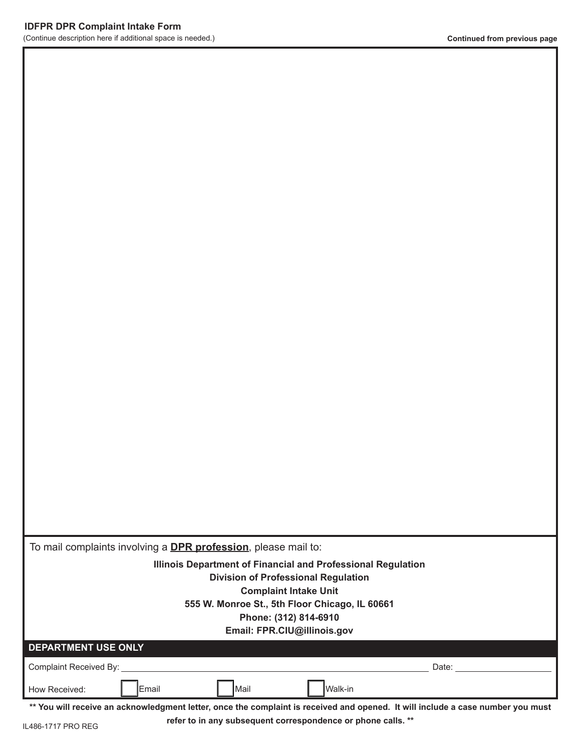**IDFPR DPR Complaint Intake Form**

(Continue description here if additional space is needed.)

**Continued from previous page**

To mail complaints involving a **DPR profession**, please mail to:

**Illinois Department of Financial and Professional Regulation**
**Division of Professional Regulation**
**Complaint Intake Unit**
**555 W. Monroe St., 5th Floor Chicago, IL 60661**
**Phone: (312) 814-6910**
**Email: FPR.CIU@illinois.gov**

**DEPARTMENT USE ONLY**

Complaint Received By: ______________________________ Date: ______________

How Received: ☐ Email ☐ Mail ☐ Walk-in

**** You will receive an acknowledgment letter, once the complaint is received and opened. It will include a case number you must refer to in any subsequent correspondence or phone calls. ****

IL486-1717 PRO REG